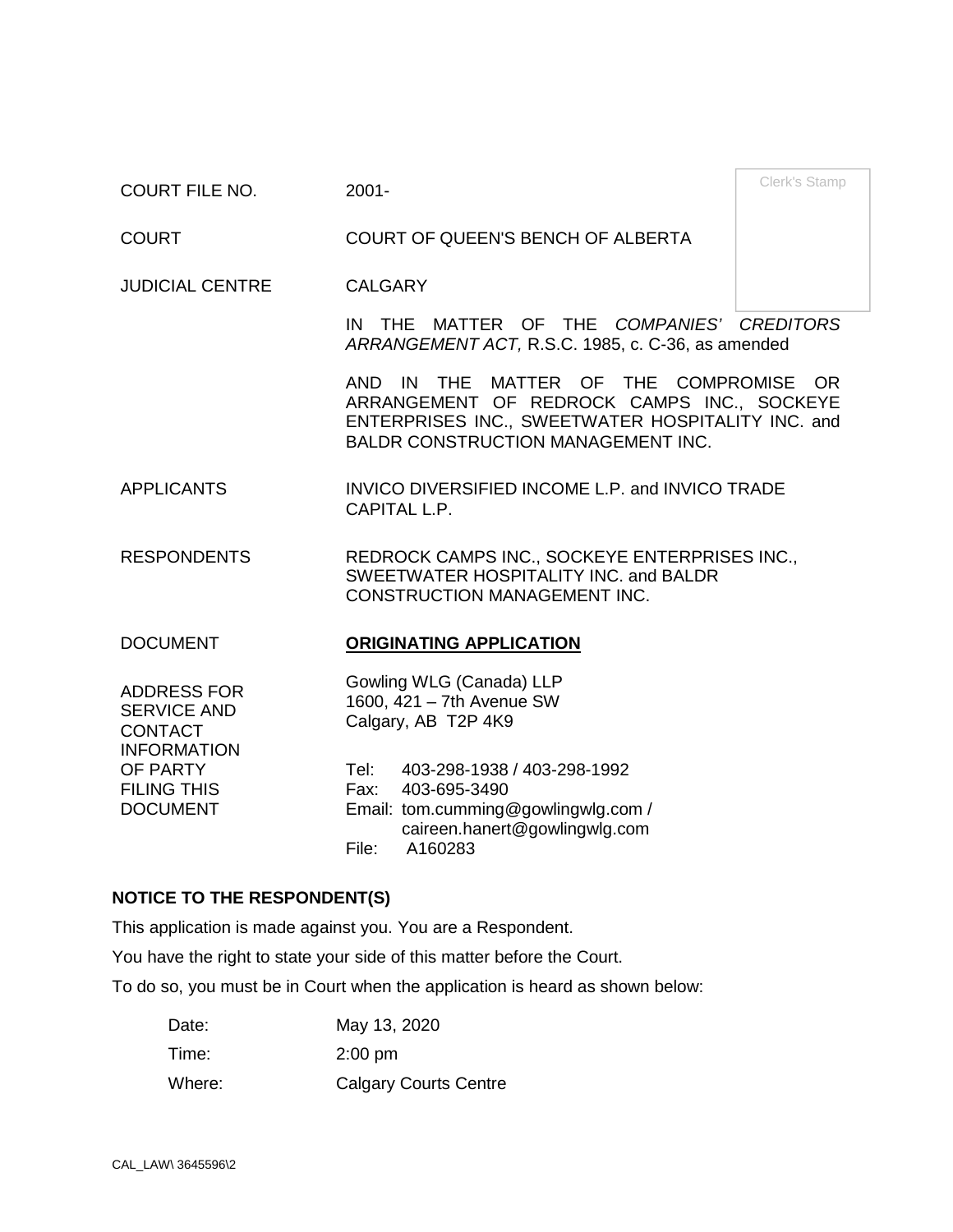| | | |
|---|---|---|
| COURT FILE NO. | 2001- | Clerk's Stamp |
| COURT | COURT OF QUEEN'S BENCH OF ALBERTA | |
| JUDICIAL CENTRE | CALGARY | |
| | IN THE MATTER OF THE *COMPANIES' CREDITORS ARRANGEMENT ACT,* R.S.C. 1985, c. C-36, as amended<br><br>AND IN THE MATTER OF THE COMPROMISE OR ARRANGEMENT OF REDROCK CAMPS INC., SOCKEYE ENTERPRISES INC., SWEETWATER HOSPITALITY INC. and BALDR CONSTRUCTION MANAGEMENT INC. | |
| APPLICANTS | INVICO DIVERSIFIED INCOME L.P. and INVICO TRADE CAPITAL L.P. | |
| RESPONDENTS | REDROCK CAMPS INC., SOCKEYE ENTERPRISES INC., SWEETWATER HOSPITALITY INC. and BALDR CONSTRUCTION MANAGEMENT INC. | |
| DOCUMENT | **ORIGINATING APPLICATION** | |
| ADDRESS FOR SERVICE AND CONTACT INFORMATION OF PARTY FILING THIS DOCUMENT | Gowling WLG (Canada) LLP<br>1600, 421 – 7th Avenue SW<br>Calgary, AB T2P 4K9<br><br>Tel: 403-298-1938 / 403-298-1992<br>Fax: 403-695-3490<br>Email: tom.cumming@gowlingwlg.com / caireen.hanert@gowlingwlg.com<br>File: A160283 | |

**NOTICE TO THE RESPONDENT(S)**

This application is made against you. You are a Respondent.

You have the right to state your side of this matter before the Court.

To do so, you must be in Court when the application is heard as shown below:

| | |
|---|---|
| Date: | May 13, 2020 |
| Time: | 2:00 pm |
| Where: | Calgary Courts Centre |

CAL_LAW\ 3645596\2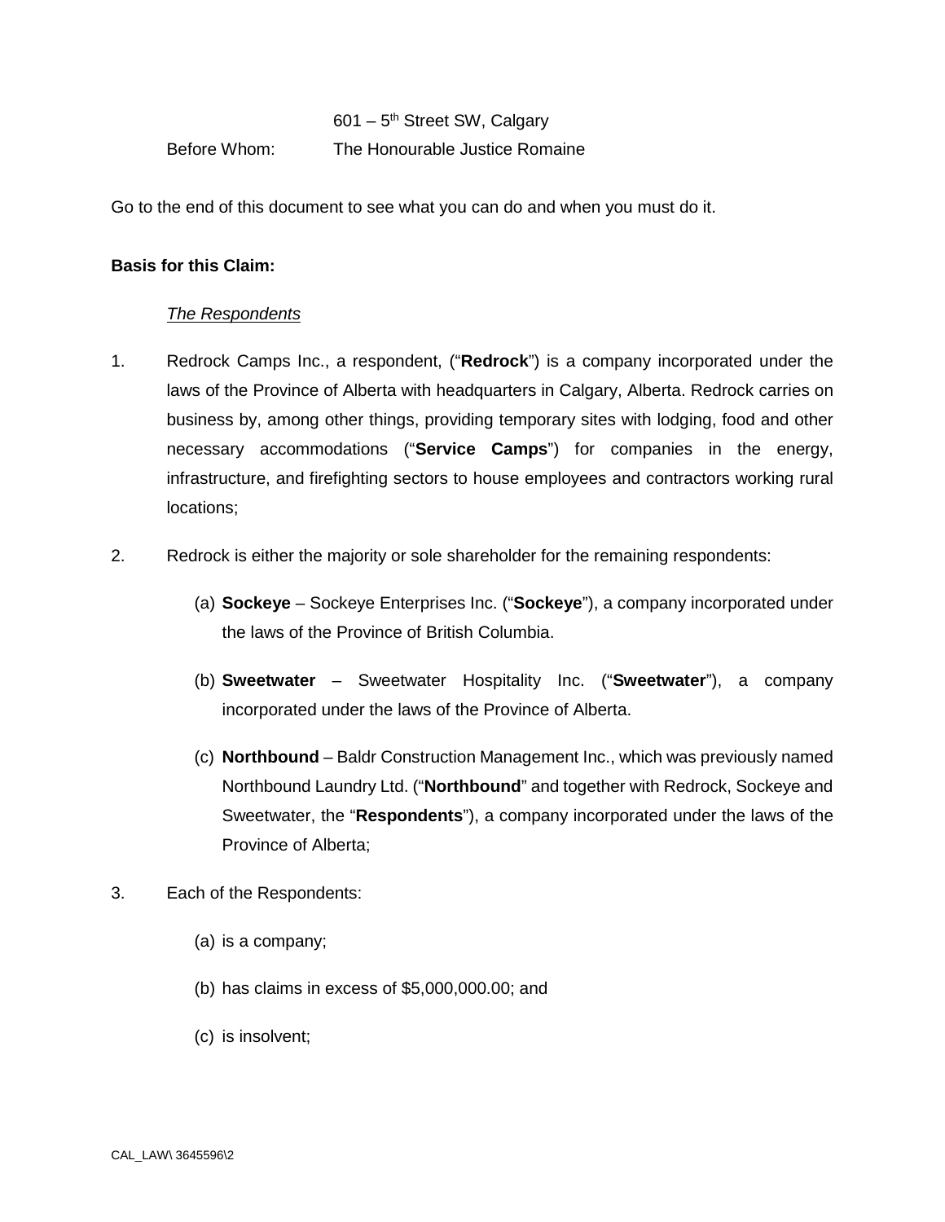601 – 5th Street SW, Calgary

Before Whom: The Honourable Justice Romaine

Go to the end of this document to see what you can do and when you must do it.

**Basis for this Claim:**

*The Respondents*

1. Redrock Camps Inc., a respondent, ("**Redrock**") is a company incorporated under the laws of the Province of Alberta with headquarters in Calgary, Alberta. Redrock carries on business by, among other things, providing temporary sites with lodging, food and other necessary accommodations ("**Service Camps**") for companies in the energy, infrastructure, and firefighting sectors to house employees and contractors working rural locations;

2. Redrock is either the majority or sole shareholder for the remaining respondents:

   (a) **Sockeye** – Sockeye Enterprises Inc. ("**Sockeye**"), a company incorporated under the laws of the Province of British Columbia.

   (b) **Sweetwater** – Sweetwater Hospitality Inc. ("**Sweetwater**"), a company incorporated under the laws of the Province of Alberta.

   (c) **Northbound** – Baldr Construction Management Inc., which was previously named Northbound Laundry Ltd. ("**Northbound**" and together with Redrock, Sockeye and Sweetwater, the "**Respondents**"), a company incorporated under the laws of the Province of Alberta;

3. Each of the Respondents:

   (a) is a company;

   (b) has claims in excess of $5,000,000.00; and

   (c) is insolvent;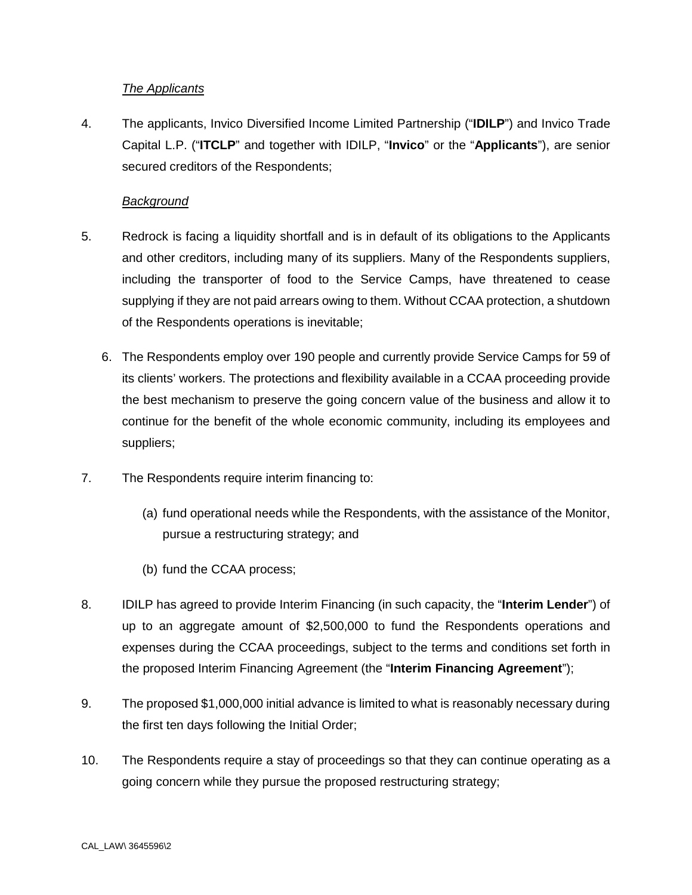*The Applicants*

4. The applicants, Invico Diversified Income Limited Partnership ("**IDILP**") and Invico Trade Capital L.P. ("**ITCLP**" and together with IDILP, "**Invico**" or the "**Applicants**"), are senior secured creditors of the Respondents;

*Background*

5. Redrock is facing a liquidity shortfall and is in default of its obligations to the Applicants and other creditors, including many of its suppliers. Many of the Respondents suppliers, including the transporter of food to the Service Camps, have threatened to cease supplying if they are not paid arrears owing to them. Without CCAA protection, a shutdown of the Respondents operations is inevitable;

6. The Respondents employ over 190 people and currently provide Service Camps for 59 of its clients' workers. The protections and flexibility available in a CCAA proceeding provide the best mechanism to preserve the going concern value of the business and allow it to continue for the benefit of the whole economic community, including its employees and suppliers;

7. The Respondents require interim financing to:

   (a) fund operational needs while the Respondents, with the assistance of the Monitor, pursue a restructuring strategy; and

   (b) fund the CCAA process;

8. IDILP has agreed to provide Interim Financing (in such capacity, the "**Interim Lender**") of up to an aggregate amount of $2,500,000 to fund the Respondents operations and expenses during the CCAA proceedings, subject to the terms and conditions set forth in the proposed Interim Financing Agreement (the "**Interim Financing Agreement**");

9. The proposed $1,000,000 initial advance is limited to what is reasonably necessary during the first ten days following the Initial Order;

10. The Respondents require a stay of proceedings so that they can continue operating as a going concern while they pursue the proposed restructuring strategy;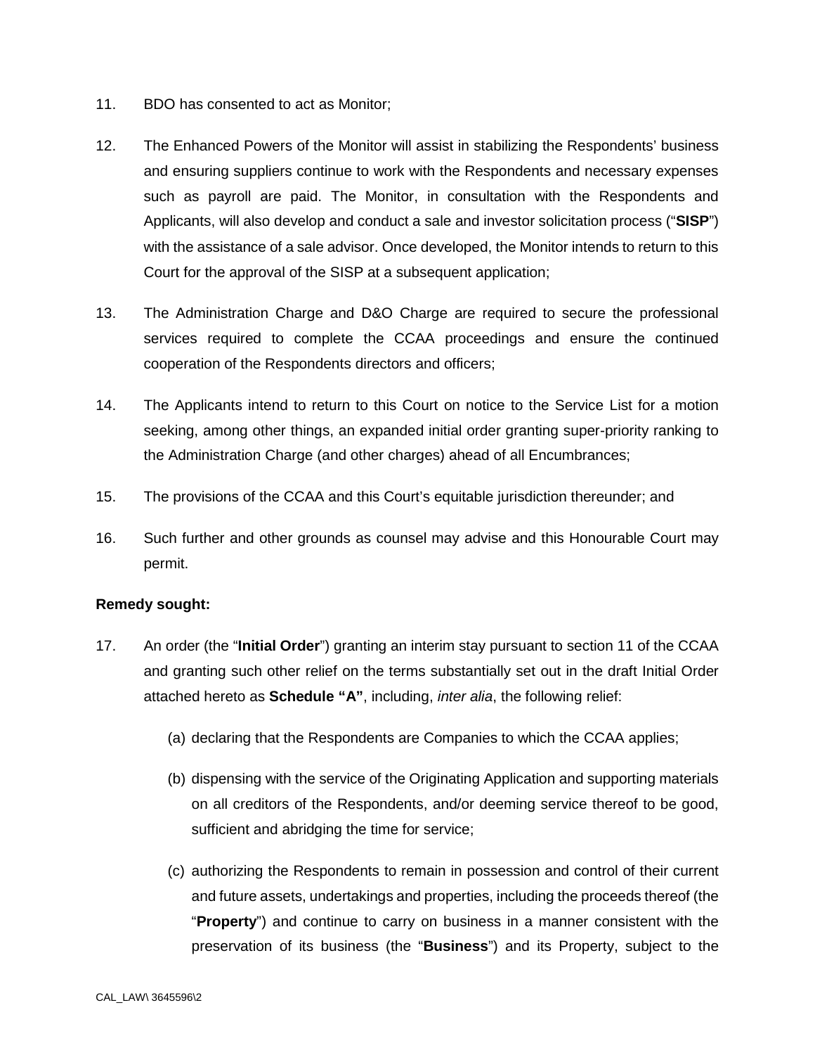11. BDO has consented to act as Monitor;

12. The Enhanced Powers of the Monitor will assist in stabilizing the Respondents' business and ensuring suppliers continue to work with the Respondents and necessary expenses such as payroll are paid. The Monitor, in consultation with the Respondents and Applicants, will also develop and conduct a sale and investor solicitation process ("**SISP**") with the assistance of a sale advisor. Once developed, the Monitor intends to return to this Court for the approval of the SISP at a subsequent application;

13. The Administration Charge and D&O Charge are required to secure the professional services required to complete the CCAA proceedings and ensure the continued cooperation of the Respondents directors and officers;

14. The Applicants intend to return to this Court on notice to the Service List for a motion seeking, among other things, an expanded initial order granting super-priority ranking to the Administration Charge (and other charges) ahead of all Encumbrances;

15. The provisions of the CCAA and this Court's equitable jurisdiction thereunder; and

16. Such further and other grounds as counsel may advise and this Honourable Court may permit.

**Remedy sought:**

17. An order (the "**Initial Order**") granting an interim stay pursuant to section 11 of the CCAA and granting such other relief on the terms substantially set out in the draft Initial Order attached hereto as **Schedule "A"**, including, *inter alia*, the following relief:

    (a) declaring that the Respondents are Companies to which the CCAA applies;

    (b) dispensing with the service of the Originating Application and supporting materials on all creditors of the Respondents, and/or deeming service thereof to be good, sufficient and abridging the time for service;

    (c) authorizing the Respondents to remain in possession and control of their current and future assets, undertakings and properties, including the proceeds thereof (the "**Property**") and continue to carry on business in a manner consistent with the preservation of its business (the "**Business**") and its Property, subject to the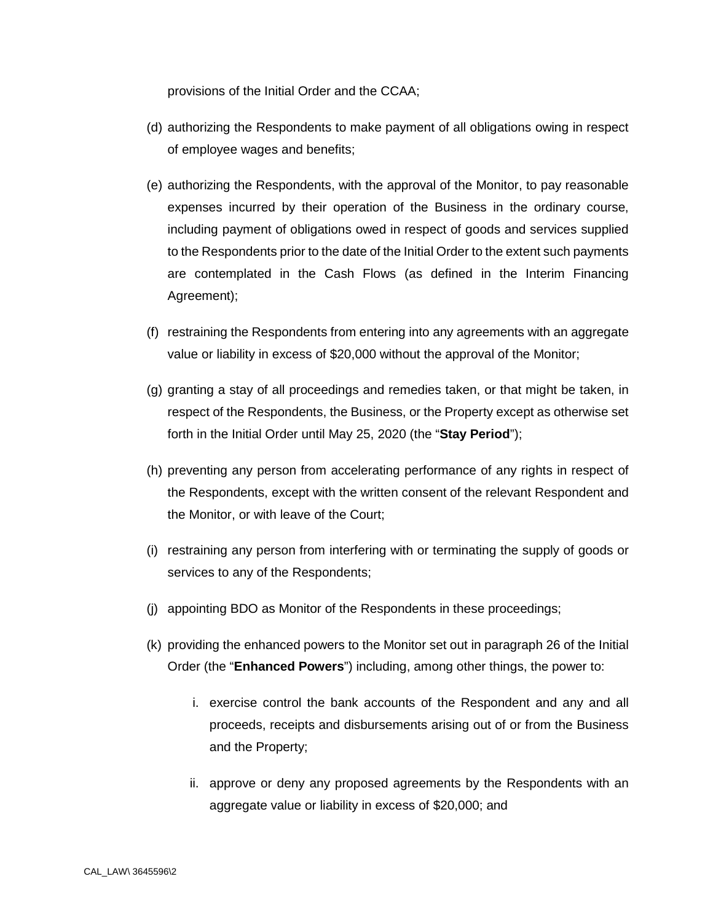provisions of the Initial Order and the CCAA;

(d) authorizing the Respondents to make payment of all obligations owing in respect of employee wages and benefits;

(e) authorizing the Respondents, with the approval of the Monitor, to pay reasonable expenses incurred by their operation of the Business in the ordinary course, including payment of obligations owed in respect of goods and services supplied to the Respondents prior to the date of the Initial Order to the extent such payments are contemplated in the Cash Flows (as defined in the Interim Financing Agreement);

(f) restraining the Respondents from entering into any agreements with an aggregate value or liability in excess of $20,000 without the approval of the Monitor;

(g) granting a stay of all proceedings and remedies taken, or that might be taken, in respect of the Respondents, the Business, or the Property except as otherwise set forth in the Initial Order until May 25, 2020 (the "**Stay Period**");

(h) preventing any person from accelerating performance of any rights in respect of the Respondents, except with the written consent of the relevant Respondent and the Monitor, or with leave of the Court;

(i) restraining any person from interfering with or terminating the supply of goods or services to any of the Respondents;

(j) appointing BDO as Monitor of the Respondents in these proceedings;

(k) providing the enhanced powers to the Monitor set out in paragraph 26 of the Initial Order (the "**Enhanced Powers**") including, among other things, the power to:

   i. exercise control the bank accounts of the Respondent and any and all proceeds, receipts and disbursements arising out of or from the Business and the Property;

   ii. approve or deny any proposed agreements by the Respondents with an aggregate value or liability in excess of $20,000; and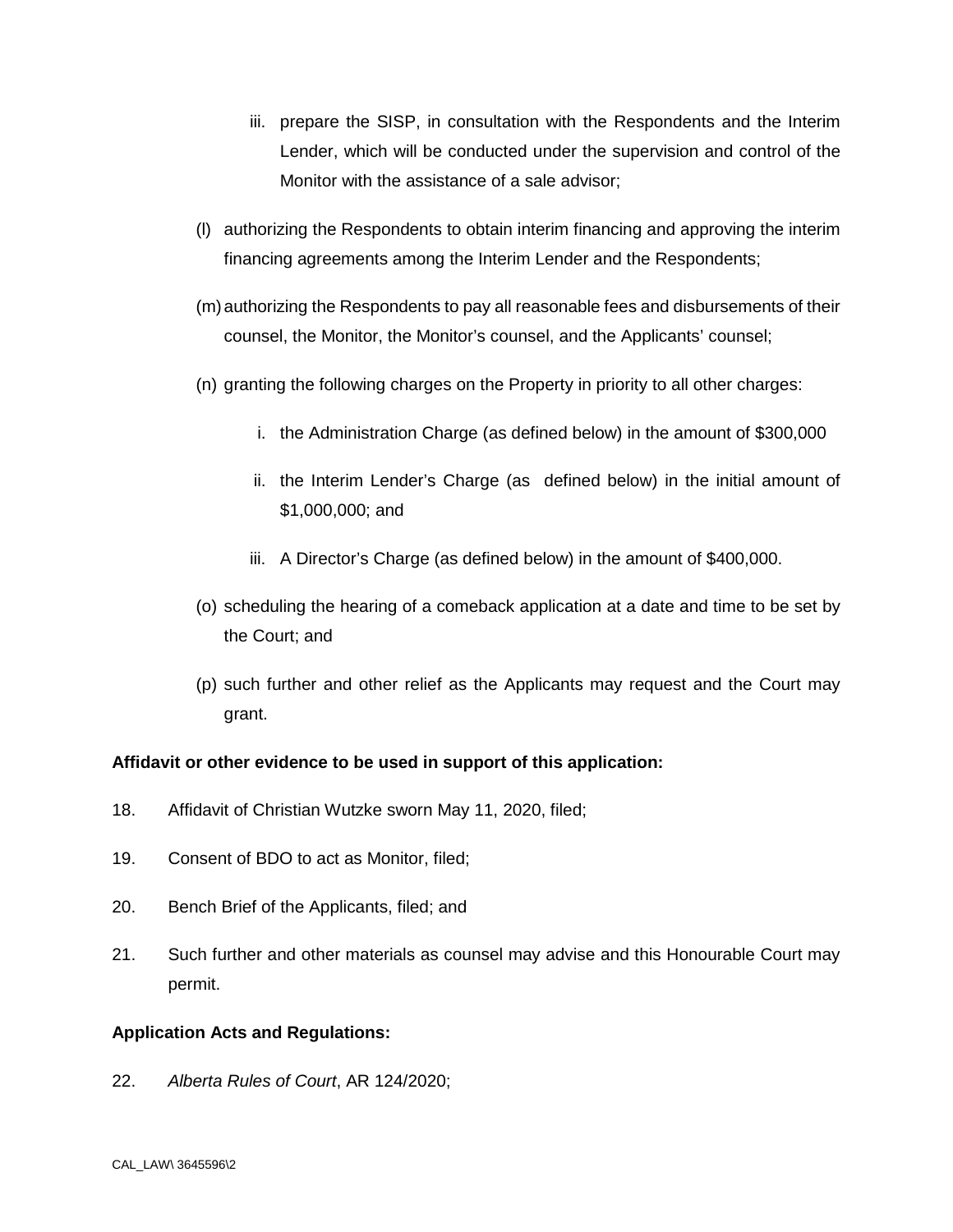iii. prepare the SISP, in consultation with the Respondents and the Interim Lender, which will be conducted under the supervision and control of the Monitor with the assistance of a sale advisor;

(l) authorizing the Respondents to obtain interim financing and approving the interim financing agreements among the Interim Lender and the Respondents;

(m) authorizing the Respondents to pay all reasonable fees and disbursements of their counsel, the Monitor, the Monitor's counsel, and the Applicants' counsel;

(n) granting the following charges on the Property in priority to all other charges:

i. the Administration Charge (as defined below) in the amount of $300,000

ii. the Interim Lender's Charge (as defined below) in the initial amount of $1,000,000; and

iii. A Director's Charge (as defined below) in the amount of $400,000.

(o) scheduling the hearing of a comeback application at a date and time to be set by the Court; and

(p) such further and other relief as the Applicants may request and the Court may grant.

**Affidavit or other evidence to be used in support of this application:**

18. Affidavit of Christian Wutzke sworn May 11, 2020, filed;

19. Consent of BDO to act as Monitor, filed;

20. Bench Brief of the Applicants, filed; and

21. Such further and other materials as counsel may advise and this Honourable Court may permit.

**Application Acts and Regulations:**

22. *Alberta Rules of Court*, AR 124/2020;

CAL_LAW\ 3645596\2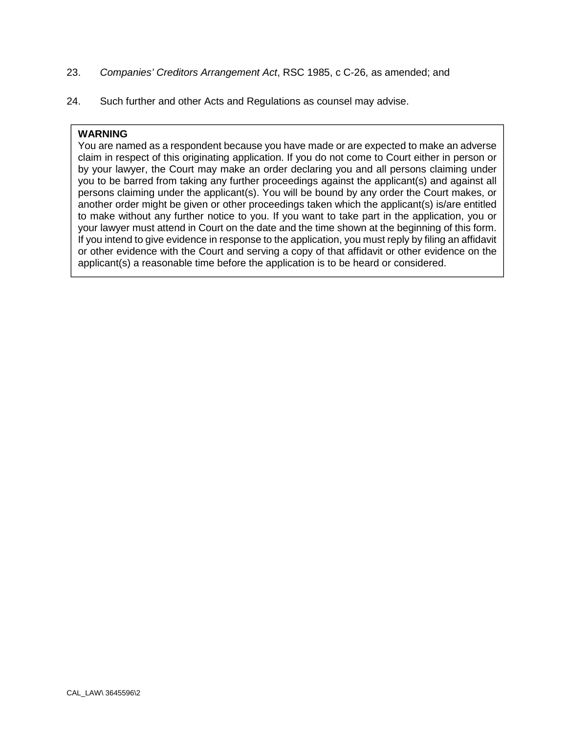23. *Companies' Creditors Arrangement Act*, RSC 1985, c C-26, as amended; and

24. Such further and other Acts and Regulations as counsel may advise.

**WARNING**

You are named as a respondent because you have made or are expected to make an adverse claim in respect of this originating application. If you do not come to Court either in person or by your lawyer, the Court may make an order declaring you and all persons claiming under you to be barred from taking any further proceedings against the applicant(s) and against all persons claiming under the applicant(s). You will be bound by any order the Court makes, or another order might be given or other proceedings taken which the applicant(s) is/are entitled to make without any further notice to you. If you want to take part in the application, you or your lawyer must attend in Court on the date and the time shown at the beginning of this form. If you intend to give evidence in response to the application, you must reply by filing an affidavit or other evidence with the Court and serving a copy of that affidavit or other evidence on the applicant(s) a reasonable time before the application is to be heard or considered.

CAL_LAW\ 3645596\2